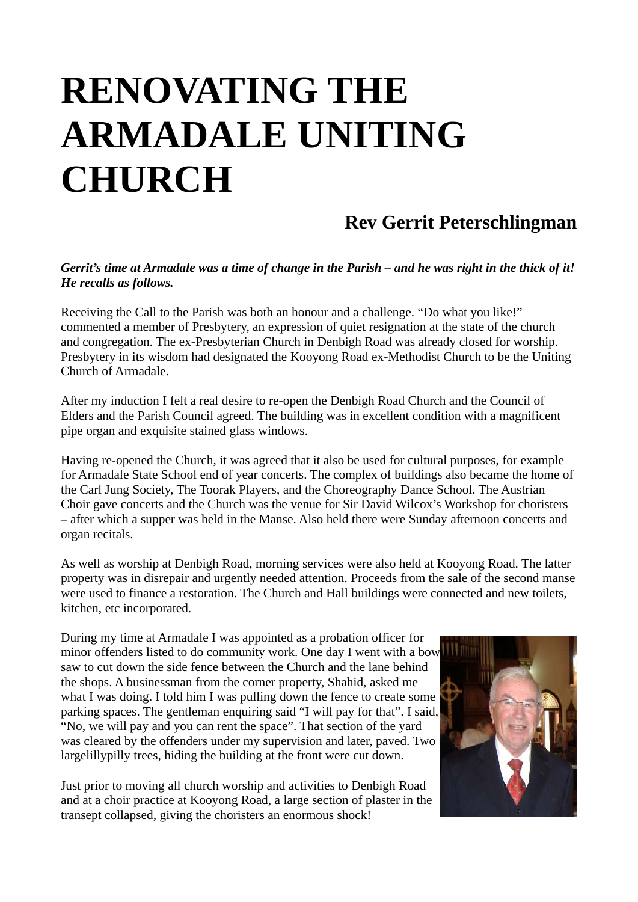# RENOVATING THE ARMADALE UNITING CHURCH

## Rev Gerrit Peterschlingman

***Gerrit's time at Armadale was a time of change in the Parish – and he was right in the thick of it! He recalls as follows.***

Receiving the Call to the Parish was both an honour and a challenge. "Do what you like!" commented a member of Presbytery, an expression of quiet resignation at the state of the church and congregation. The ex-Presbyterian Church in Denbigh Road was already closed for worship. Presbytery in its wisdom had designated the Kooyong Road ex-Methodist Church to be the Uniting Church of Armadale.

After my induction I felt a real desire to re-open the Denbigh Road Church and the Council of Elders and the Parish Council agreed. The building was in excellent condition with a magnificent pipe organ and exquisite stained glass windows.

Having re-opened the Church, it was agreed that it also be used for cultural purposes, for example for Armadale State School end of year concerts. The complex of buildings also became the home of the Carl Jung Society, The Toorak Players, and the Choreography Dance School. The Austrian Choir gave concerts and the Church was the venue for Sir David Wilcox's Workshop for choristers – after which a supper was held in the Manse. Also held there were Sunday afternoon concerts and organ recitals.

As well as worship at Denbigh Road, morning services were also held at Kooyong Road. The latter property was in disrepair and urgently needed attention. Proceeds from the sale of the second manse were used to finance a restoration. The Church and Hall buildings were connected and new toilets, kitchen, etc incorporated.

During my time at Armadale I was appointed as a probation officer for minor offenders listed to do community work. One day I went with a bow saw to cut down the side fence between the Church and the lane behind the shops. A businessman from the corner property, Shahid, asked me what I was doing. I told him I was pulling down the fence to create some parking spaces. The gentleman enquiring said "I will pay for that". I said, "No, we will pay and you can rent the space". That section of the yard was cleared by the offenders under my supervision and later, paved. Two largelillypilly trees, hiding the building at the front were cut down.

Just prior to moving all church worship and activities to Denbigh Road and at a choir practice at Kooyong Road, a large section of plaster in the transept collapsed, giving the choristers an enormous shock!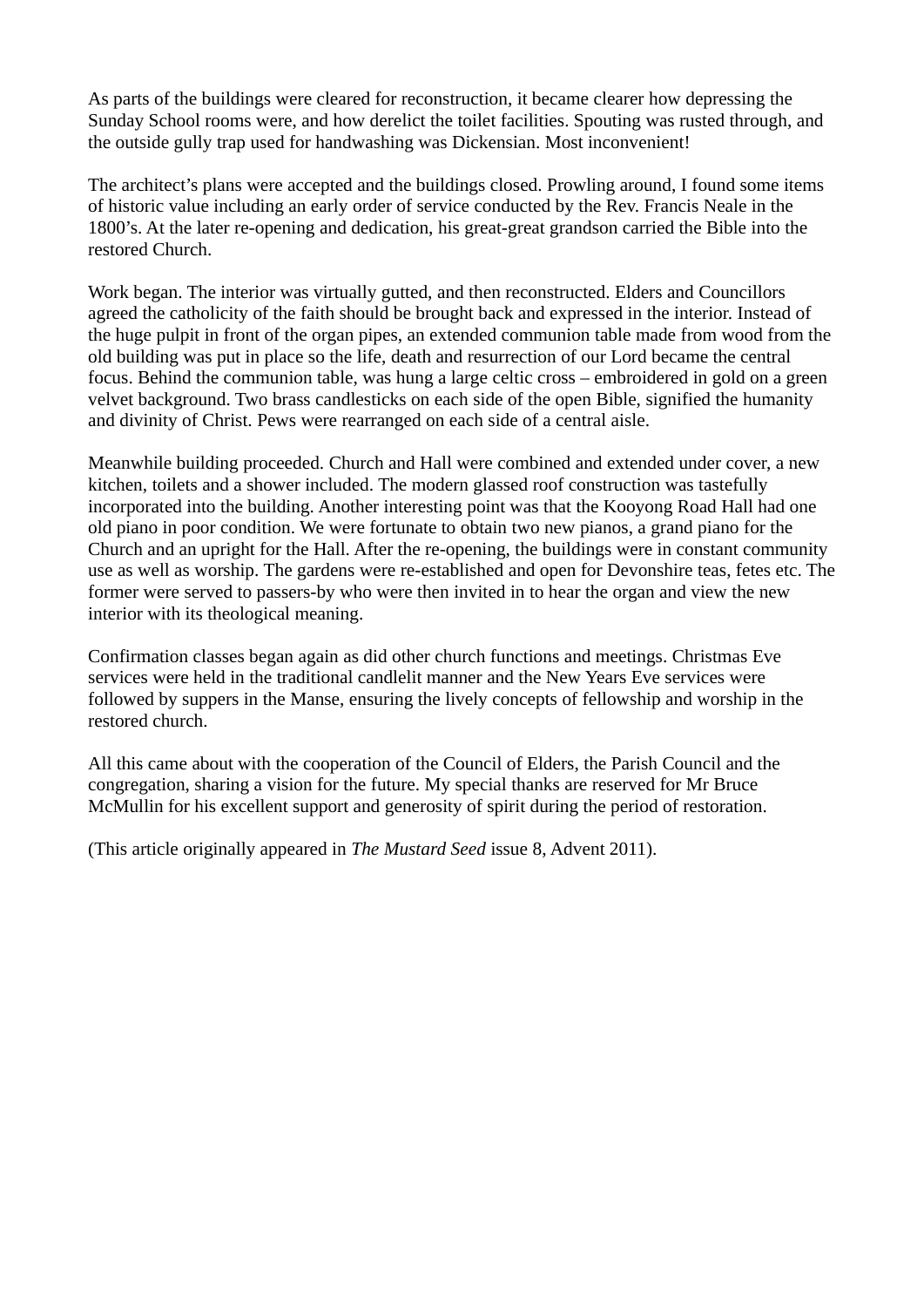As parts of the buildings were cleared for reconstruction, it became clearer how depressing the Sunday School rooms were, and how derelict the toilet facilities. Spouting was rusted through, and the outside gully trap used for handwashing was Dickensian. Most inconvenient!

The architect's plans were accepted and the buildings closed. Prowling around, I found some items of historic value including an early order of service conducted by the Rev. Francis Neale in the 1800's. At the later re-opening and dedication, his great-great grandson carried the Bible into the restored Church.

Work began. The interior was virtually gutted, and then reconstructed. Elders and Councillors agreed the catholicity of the faith should be brought back and expressed in the interior. Instead of the huge pulpit in front of the organ pipes, an extended communion table made from wood from the old building was put in place so the life, death and resurrection of our Lord became the central focus. Behind the communion table, was hung a large celtic cross – embroidered in gold on a green velvet background. Two brass candlesticks on each side of the open Bible, signified the humanity and divinity of Christ. Pews were rearranged on each side of a central aisle.

Meanwhile building proceeded. Church and Hall were combined and extended under cover, a new kitchen, toilets and a shower included. The modern glassed roof construction was tastefully incorporated into the building. Another interesting point was that the Kooyong Road Hall had one old piano in poor condition. We were fortunate to obtain two new pianos, a grand piano for the Church and an upright for the Hall. After the re-opening, the buildings were in constant community use as well as worship. The gardens were re-established and open for Devonshire teas, fetes etc. The former were served to passers-by who were then invited in to hear the organ and view the new interior with its theological meaning.

Confirmation classes began again as did other church functions and meetings. Christmas Eve services were held in the traditional candlelit manner and the New Years Eve services were followed by suppers in the Manse, ensuring the lively concepts of fellowship and worship in the restored church.

All this came about with the cooperation of the Council of Elders, the Parish Council and the congregation, sharing a vision for the future. My special thanks are reserved for Mr Bruce McMullin for his excellent support and generosity of spirit during the period of restoration.

(This article originally appeared in *The Mustard Seed* issue 8, Advent 2011).